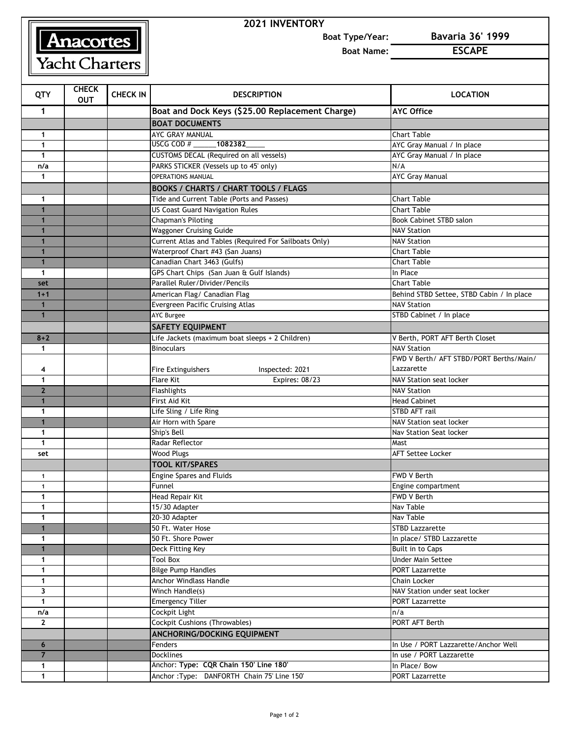Anacortes Yacht Charters

# 2021 INVENTORY

**Boat Type/Year:** **Bavaria 36' 1999**

**Boat Name:** **ESCAPE**

| QTY | CHECK OUT | CHECK IN | DESCRIPTION | LOCATION |
|---|---|---|---|---|
| 1 | | | **Boat and Dock Keys ($25.00 Replacement Charge)** | **AYC Office** |
| | | | **BOAT DOCUMENTS** | |
| 1 | | | AYC GRAY MANUAL | Chart Table |
| 1 | | | USCG COD # ______**1082382**_____ | AYC Gray Manual / In place |
| 1 | | | CUSTOMS DECAL (Required on all vessels) | AYC Gray Manual / In place |
| n/a | | | PARKS STICKER (Vessels up to 45' only) | N/A |
| 1 | | | OPERATIONS MANUAL | AYC Gray Manual |
| | | | **BOOKS / CHARTS / CHART TOOLS / FLAGS** | |
| 1 | | | Tide and Current Table (Ports and Passes) | Chart Table |
| 1 | | | US Coast Guard Navigation Rules | Chart Table |
| 1 | | | Chapman's Piloting | Book Cabinet STBD salon |
| 1 | | | Waggoner Cruising Guide | NAV Station |
| 1 | | | Current Atlas and Tables (Required For Sailboats Only) | NAV Station |
| 1 | | | Waterproof Chart #43 (San Juans) | Chart Table |
| 1 | | | Canadian Chart 3463 (Gulfs) | Chart Table |
| 1 | | | GPS Chart Chips (San Juan & Gulf Islands) | In Place |
| set | | | Parallel Ruler/Divider/Pencils | Chart Table |
| 1+1 | | | American Flag/ Canadian Flag | Behind STBD Settee, STBD Cabin / In place |
| 1 | | | Evergreen Pacific Cruising Atlas | NAV Station |
| 1 | | | AYC Burgee | STBD Cabinet / In place |
| | | | **SAFETY EQUIPMENT** | |
| 8+2 | | | Life Jackets (maximum boat sleeps + 2 Children) | V Berth, PORT AFT Berth Closet |
| 1 | | | Binoculars | NAV Station |
| 4 | | | Fire Extinguishers Inspected: 2021 | FWD V Berth/ AFT STBD/PORT Berths/Main/ Lazzarette |
| 1 | | | Flare Kit Expires: 08/23 | NAV Station seat locker |
| 2 | | | Flashlights | NAV Station |
| 1 | | | First Aid Kit | Head Cabinet |
| 1 | | | Life Sling / Life Ring | STBD AFT rail |
| 1 | | | Air Horn with Spare | NAV Station seat locker |
| 1 | | | Ship's Bell | Nav Station Seat locker |
| 1 | | | Radar Reflector | Mast |
| set | | | Wood Plugs | AFT Settee Locker |
| | | | **TOOL KIT/SPARES** | |
| 1 | | | Engine Spares and Fluids | FWD V Berth |
| 1 | | | Funnel | Engine compartment |
| 1 | | | Head Repair Kit | FWD V Berth |
| 1 | | | 15/30 Adapter | Nav Table |
| 1 | | | 20-30 Adapter | Nav Table |
| 1 | | | 50 Ft. Water Hose | STBD Lazzarette |
| 1 | | | 50 Ft. Shore Power | In place/ STBD Lazzarette |
| 1 | | | Deck Fitting Key | Built in to Caps |
| 1 | | | Tool Box | Under Main Settee |
| 1 | | | Bilge Pump Handles | PORT Lazarrette |
| 1 | | | Anchor Windlass Handle | Chain Locker |
| 3 | | | Winch Handle(s) | NAV Station under seat locker |
| 1 | | | Emergency Tiller | PORT Lazarrette |
| n/a | | | Cockpit Light | n/a |
| 2 | | | Cockpit Cushions (Throwables) | PORT AFT Berth |
| | | | **ANCHORING/DOCKING EQUIPMENT** | |
| 6 | | | Fenders | In Use / PORT Lazzarette/Anchor Well |
| 7 | | | Docklines | In use / PORT Lazzarette |
| 1 | | | Anchor: **Type: CQR Chain 150' Line 180'** | In Place/ Bow |
| 1 | | | Anchor :Type: DANFORTH Chain 75' Line 150' | PORT Lazarrette |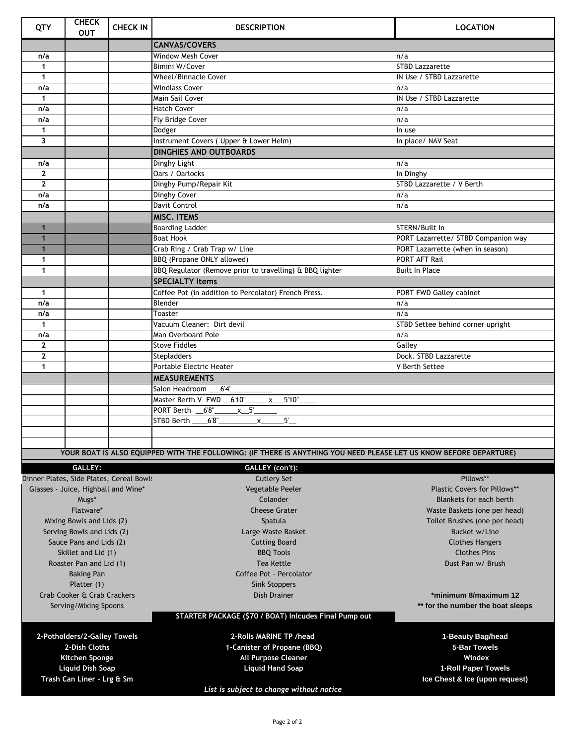| QTY | CHECK OUT | CHECK IN | DESCRIPTION | LOCATION |
|---|---|---|---|---|
| | | | **CANVAS/COVERS** | |
| n/a | | | Window Mesh Cover | n/a |
| 1 | | | Bimini W/Cover | STBD Lazzarette |
| 1 | | | Wheel/Binnacle Cover | IN Use / STBD Lazzarette |
| n/a | | | Windlass Cover | n/a |
| 1 | | | Main Sail Cover | IN Use / STBD Lazzarette |
| n/a | | | Hatch Cover | n/a |
| n/a | | | Fly Bridge Cover | n/a |
| 1 | | | Dodger | In use |
| 3 | | | Instrument Covers ( Upper & Lower Helm) | In place/ NAV Seat |
| | | | **DINGHIES AND OUTBOARDS** | |
| n/a | | | Dinghy Light | n/a |
| 2 | | | Oars / Oarlocks | In Dinghy |
| 2 | | | Dinghy Pump/Repair Kit | STBD Lazzarette / V Berth |
| n/a | | | Dinghy Cover | n/a |
| n/a | | | Davit Control | n/a |
| | | | **MISC. ITEMS** | |
| 1 | | | Boarding Ladder | STERN/Built In |
| 1 | | | Boat Hook | PORT Lazarrette/ STBD Companion way |
| 1 | | | Crab Ring / Crab Trap w/ Line | PORT Lazarrette (when in season) |
| 1 | | | BBQ (Propane ONLY allowed) | PORT AFT Rail |
| 1 | | | BBQ Regulator (Remove prior to travelling) & BBQ lighter | Built In Place |
| | | | **SPECIALTY Items** | |
| 1 | | | Coffee Pot (in addition to Percolator) French Press. | PORT FWD Galley cabinet |
| n/a | | | Blender | n/a |
| n/a | | | Toaster | n/a |
| 1 | | | Vacuum Cleaner: Dirt devil | STBD Settee behind corner upright |
| n/a | | | Man Overboard Pole | n/a |
| 2 | | | Stove Fiddles | Galley |
| 2 | | | Stepladders | Dock. STBD Lazzarette |
| 1 | | | Portable Electric Heater | V Berth Settee |
| | | | **MEASUREMENTS** | |
| | | | Salon Headroom ___6'4'___________ | |
| | | | Master Berth V FWD __6'10"______x___5'10"_____ | |
| | | | PORT Berth __6'8"______x__5'______ | |
| | | | STBD Berth ____6'8"__________x______5'__ | |
| | | | | |
| | | | | |

**YOUR BOAT IS ALSO EQUIPPED WITH THE FOLLOWING: (IF THERE IS ANYTHING YOU NEED PLEASE LET US KNOW BEFORE DEPARTURE)**

| GALLEY: | GALLEY (con't): | |
|---|---|---|
| Dinner Plates, Side Plates, Cereal Bowls | Cutlery Set | Pillows** |
| Glasses - Juice, Highball and Wine* | Vegetable Peeler | Plastic Covers for Pillows** |
| Mugs* | Colander | Blankets for each berth |
| Flatware* | Cheese Grater | Waste Baskets (one per head) |
| Mixing Bowls and Lids (2) | Spatula | Toilet Brushes (one per head) |
| Serving Bowls and Lids (2) | Large Waste Basket | Bucket w/Line |
| Sauce Pans and Lids (2) | Cutting Board | Clothes Hangers |
| Skillet and Lid (1) | BBQ Tools | Clothes Pins |
| Roaster Pan and Lid (1) | Tea Kettle | Dust Pan w/ Brush |
| Baking Pan | Coffee Pot - Percolator | |
| Platter (1) | Sink Stoppers | |
| Crab Cooker & Crab Crackers | Dish Drainer | ***minimum 8/maximum 12** |
| Serving/Mixing Spoons | | **** for the number the boat sleeps** |

**STARTER PACKAGE ($70 / BOAT) Inlcudes Final Pump out**

| | | |
|---|---|---|
| **2-Potholders/2-Galley Towels** | **2-Rolls MARINE TP /head** | **1-Beauty Bag/head** |
| **2-Dish Cloths** | **1-Canister of Propane (BBQ)** | **5-Bar Towels** |
| **Kitchen Sponge** | **All Purpose Cleaner** | **Windex** |
| **Liquid Dish Soap** | **Liquid Hand Soap** | **1-Roll Paper Towels** |
| **Trash Can Liner - Lrg & Sm** | | **Ice Chest & Ice (upon request)** |

*List is subject to change without notice*